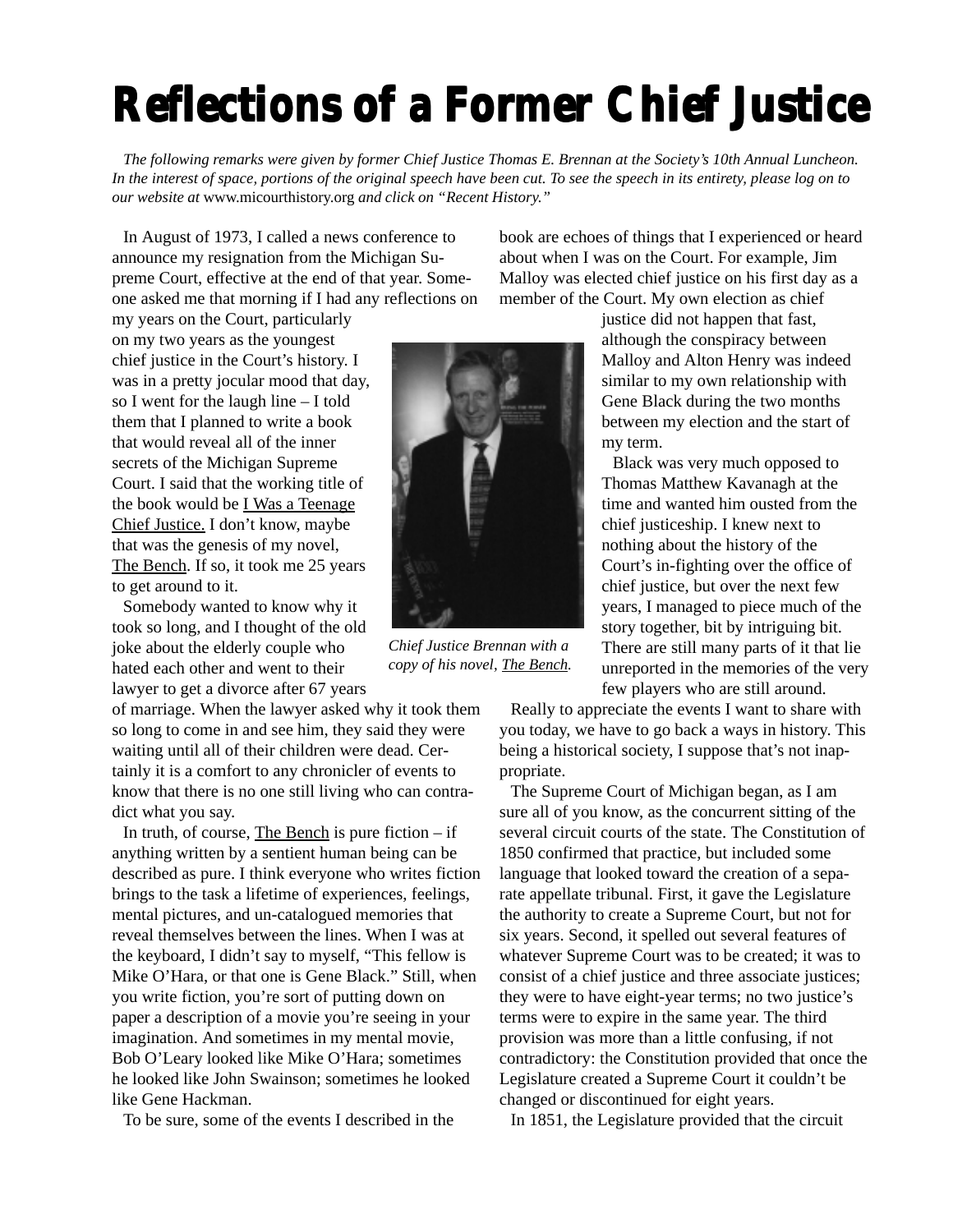# Reflections of a Former Chief Justice

*The following remarks were given by former Chief Justice Thomas E. Brennan at the Society's 10th Annual Luncheon. In the interest of space, portions of the original speech have been cut. To see the speech in its entirety, please log on to our website at* www.micourthistory.org *and click on "Recent History."*

In August of 1973, I called a news conference to announce my resignation from the Michigan Supreme Court, effective at the end of that year. Someone asked me that morning if I had any reflections on my years on the Court, particularly on my two years as the youngest chief justice in the Court's history. I was in a pretty jocular mood that day, so I went for the laugh line – I told them that I planned to write a book that would reveal all of the inner secrets of the Michigan Supreme Court. I said that the working title of the book would be I Was a Teenage Chief Justice. I don't know, maybe that was the genesis of my novel, The Bench. If so, it took me 25 years to get around to it.

Somebody wanted to know why it took so long, and I thought of the old joke about the elderly couple who hated each other and went to their lawyer to get a divorce after 67 years of marriage. When the lawyer asked why it took them so long to come in and see him, they said they were waiting until all of their children were dead. Certainly it is a comfort to any chronicler of events to know that there is no one still living who can contradict what you say.

In truth, of course, The Bench is pure fiction – if anything written by a sentient human being can be described as pure. I think everyone who writes fiction brings to the task a lifetime of experiences, feelings, mental pictures, and un-catalogued memories that reveal themselves between the lines. When I was at the keyboard, I didn't say to myself, "This fellow is Mike O'Hara, or that one is Gene Black." Still, when you write fiction, you're sort of putting down on paper a description of a movie you're seeing in your imagination. And sometimes in my mental movie, Bob O'Leary looked like Mike O'Hara; sometimes he looked like John Swainson; sometimes he looked like Gene Hackman.

To be sure, some of the events I described in the book are echoes of things that I experienced or heard about when I was on the Court. For example, Jim Malloy was elected chief justice on his first day as a member of the Court. My own election as chief justice did not happen that fast, although the conspiracy between Malloy and Alton Henry was indeed similar to my own relationship with Gene Black during the two months between my election and the start of my term.

*Chief Justice Brennan with a copy of his novel, The Bench.*

Black was very much opposed to Thomas Matthew Kavanagh at the time and wanted him ousted from the chief justiceship. I knew next to nothing about the history of the Court's in-fighting over the office of chief justice, but over the next few years, I managed to piece much of the story together, bit by intriguing bit. There are still many parts of it that lie unreported in the memories of the very few players who are still around.

Really to appreciate the events I want to share with you today, we have to go back a ways in history. This being a historical society, I suppose that's not inappropriate.

The Supreme Court of Michigan began, as I am sure all of you know, as the concurrent sitting of the several circuit courts of the state. The Constitution of 1850 confirmed that practice, but included some language that looked toward the creation of a separate appellate tribunal. First, it gave the Legislature the authority to create a Supreme Court, but not for six years. Second, it spelled out several features of whatever Supreme Court was to be created; it was to consist of a chief justice and three associate justices; they were to have eight-year terms; no two justice's terms were to expire in the same year. The third provision was more than a little confusing, if not contradictory: the Constitution provided that once the Legislature created a Supreme Court it couldn't be changed or discontinued for eight years.

In 1851, the Legislature provided that the circuit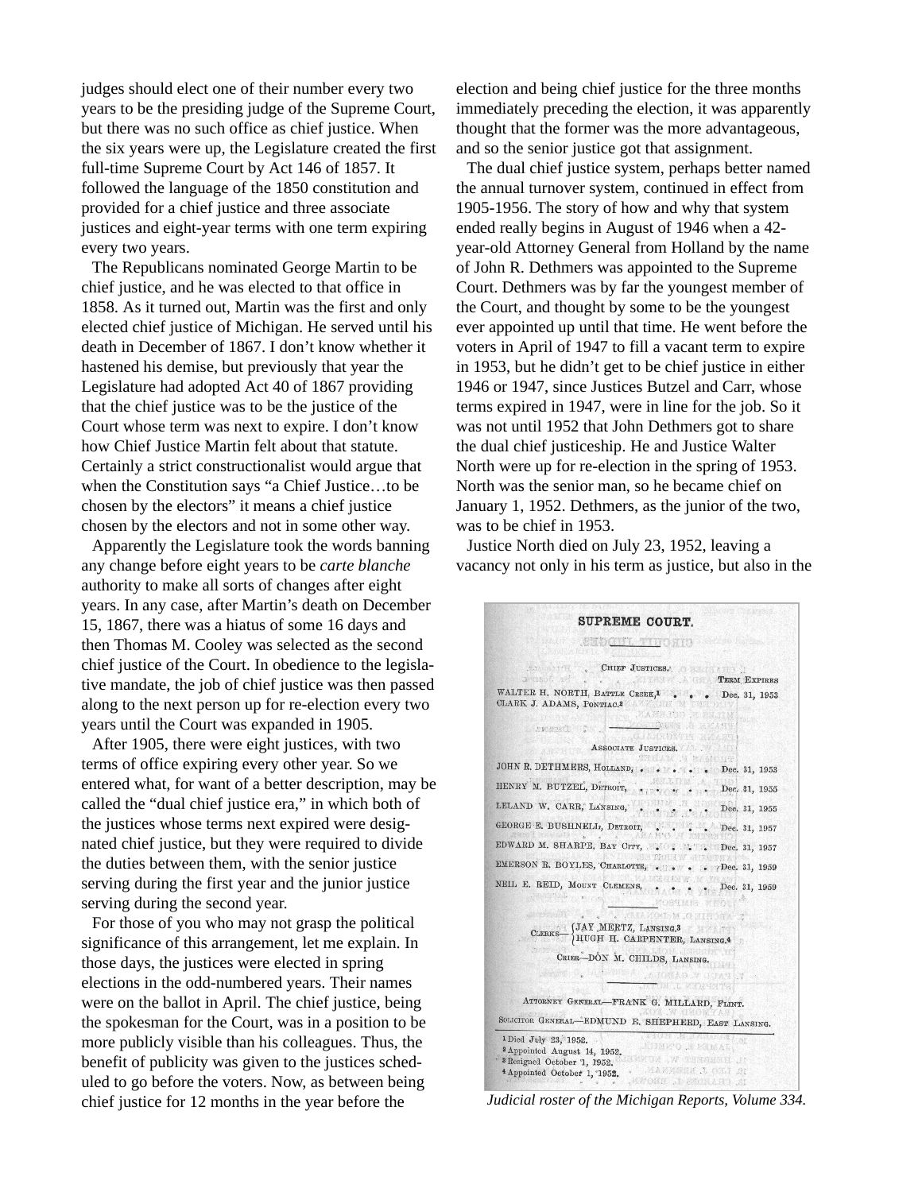judges should elect one of their number every two years to be the presiding judge of the Supreme Court, but there was no such office as chief justice. When the six years were up, the Legislature created the first full-time Supreme Court by Act 146 of 1857. It followed the language of the 1850 constitution and provided for a chief justice and three associate justices and eight-year terms with one term expiring every two years.

The Republicans nominated George Martin to be chief justice, and he was elected to that office in 1858. As it turned out, Martin was the first and only elected chief justice of Michigan. He served until his death in December of 1867. I don't know whether it hastened his demise, but previously that year the Legislature had adopted Act 40 of 1867 providing that the chief justice was to be the justice of the Court whose term was next to expire. I don't know how Chief Justice Martin felt about that statute. Certainly a strict constructionalist would argue that when the Constitution says "a Chief Justice…to be chosen by the electors" it means a chief justice chosen by the electors and not in some other way.

Apparently the Legislature took the words banning any change before eight years to be *carte blanche* authority to make all sorts of changes after eight years. In any case, after Martin's death on December 15, 1867, there was a hiatus of some 16 days and then Thomas M. Cooley was selected as the second chief justice of the Court. In obedience to the legislative mandate, the job of chief justice was then passed along to the next person up for re-election every two years until the Court was expanded in 1905.

After 1905, there were eight justices, with two terms of office expiring every other year. So we entered what, for want of a better description, may be called the "dual chief justice era," in which both of the justices whose terms next expired were designated chief justice, but they were required to divide the duties between them, with the senior justice serving during the first year and the junior justice serving during the second year.

For those of you who may not grasp the political significance of this arrangement, let me explain. In those days, the justices were elected in spring elections in the odd-numbered years. Their names were on the ballot in April. The chief justice, being the spokesman for the Court, was in a position to be more publicly visible than his colleagues. Thus, the benefit of publicity was given to the justices scheduled to go before the voters. Now, as between being chief justice for 12 months in the year before the election and being chief justice for the three months immediately preceding the election, it was apparently thought that the former was the more advantageous, and so the senior justice got that assignment.

The dual chief justice system, perhaps better named the annual turnover system, continued in effect from 1905-1956. The story of how and why that system ended really begins in August of 1946 when a 42-year-old Attorney General from Holland by the name of John R. Dethmers was appointed to the Supreme Court. Dethmers was by far the youngest member of the Court, and thought by some to be the youngest ever appointed up until that time. He went before the voters in April of 1947 to fill a vacant term to expire in 1953, but he didn't get to be chief justice in either 1946 or 1947, since Justices Butzel and Carr, whose terms expired in 1947, were in line for the job. So it was not until 1952 that John Dethmers got to share the dual chief justiceship. He and Justice Walter North were up for re-election in the spring of 1953. North was the senior man, so he became chief on January 1, 1952. Dethmers, as the junior of the two, was to be chief in 1953.

Justice North died on July 23, 1952, leaving a vacancy not only in his term as justice, but also in the

**SUPREME COURT.**

CHIEF JUSTICES.

| | Term Expires |
|---|---|
| WALTER H. NORTH, Battle Creek,[1] | Dec. 31, 1953 |
| CLARK J. ADAMS, Pontiac.[2] | |

ASSOCIATE JUSTICES.

| | |
|---|---|
| JOHN R. DETHMERS, Holland, | Dec. 31, 1953 |
| HENRY M. BUTZEL, Detroit, | Dec. 31, 1955 |
| LELAND W. CARR, Lansing, | Dec. 31, 1955 |
| GEORGE E. BUSHNELL, Detroit, | Dec. 31, 1957 |
| EDWARD M. SHARPE, Bay City, | Dec. 31, 1957 |
| EMERSON R. BOYLES, Charlotte, | Dec. 31, 1959 |
| NEIL E. REID, Mount Clemens, | Dec. 31, 1959 |

Clerks—JAY MERTZ, Lansing.[3] HUGH H. CARPENTER, Lansing.[4]

Crier—DON M. CHILDS, Lansing.

Attorney General—FRANK G. MILLARD, Flint.

Solicitor General—EDMUND E. SHEPHERD, East Lansing.

[1] Died July 23, 1952.
[2] Appointed August 14, 1952.
[3] Resigned October 1, 1952.
[4] Appointed October 1, 1952.

*Judicial roster of the Michigan Reports, Volume 334.*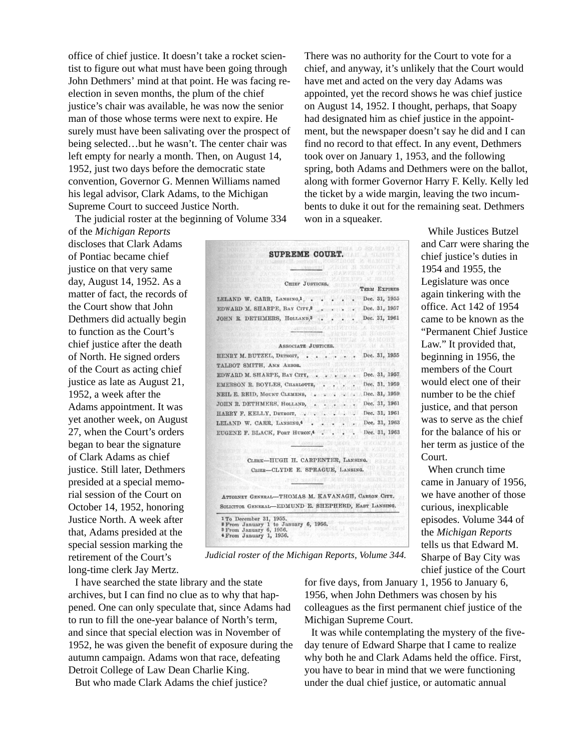office of chief justice. It doesn't take a rocket scientist to figure out what must have been going through John Dethmers' mind at that point. He was facing reelection in seven months, the plum of the chief justice's chair was available, he was now the senior man of those whose terms were next to expire. He surely must have been salivating over the prospect of being selected…but he wasn't. The center chair was left empty for nearly a month. Then, on August 14, 1952, just two days before the democratic state convention, Governor G. Mennen Williams named his legal advisor, Clark Adams, to the Michigan Supreme Court to succeed Justice North.

The judicial roster at the beginning of Volume 334 of the *Michigan Reports* discloses that Clark Adams of Pontiac became chief justice on that very same day, August 14, 1952. As a matter of fact, the records of the Court show that John Dethmers did actually begin to function as the Court's chief justice after the death of North. He signed orders of the Court as acting chief justice as late as August 21, 1952, a week after the Adams appointment. It was yet another week, on August 27, when the Court's orders began to bear the signature of Clark Adams as chief justice. Still later, Dethmers presided at a special memorial session of the Court on October 14, 1952, honoring Justice North. A week after that, Adams presided at the special session marking the retirement of the Court's long-time clerk Jay Mertz.

I have searched the state library and the state archives, but I can find no clue as to why that happened. One can only speculate that, since Adams had to run to fill the one-year balance of North's term, and since that special election was in November of 1952, he was given the benefit of exposure during the autumn campaign. Adams won that race, defeating Detroit College of Law Dean Charlie King.

But who made Clark Adams the chief justice? There was no authority for the Court to vote for a chief, and anyway, it's unlikely that the Court would have met and acted on the very day Adams was appointed, yet the record shows he was chief justice on August 14, 1952. I thought, perhaps, that Soapy had designated him as chief justice in the appointment, but the newspaper doesn't say he did and I can find no record to that effect. In any event, Dethmers took over on January 1, 1953, and the following spring, both Adams and Dethmers were on the ballot, along with former Governor Harry F. Kelly. Kelly led the ticket by a wide margin, leaving the two incumbents to duke it out for the remaining seat. Dethmers won in a squeaker.

**SUPREME COURT.**

CHIEF JUSTICES.

| | TERM EXPIRES |
|---|---|
| LELAND W. CARR, LANSING,[1] | Dec. 31, 1955 |
| EDWARD M. SHARPE, BAY CITY,[2] | Dec. 31, 1957 |
| JOHN R. DETHMERS, HOLLAND,[3] | Dec. 31, 1961 |

ASSOCIATE JUSTICES.

| | |
|---|---|
| HENRY M. BUTZEL, DETROIT, | Dec. 31, 1955 |
| TALBOT SMITH, ANN ARBOR. | |
| EDWARD M. SHARPE, BAY CITY, | Dec. 31, 1957 |
| EMERSON R. BOYLES, CHARLOTTE, | Dec. 31, 1959 |
| NEIL E. REID, MOUNT CLEMENS, | Dec. 31, 1959 |
| JOHN R. DETHMERS, HOLLAND, | Dec. 31, 1961 |
| HARRY F. KELLY, DETROIT, | Dec. 31, 1961 |
| LELAND W. CARR, LANSING,[4] | Dec. 31, 1963 |
| EUGENE F. BLACK, PORT HURON,[4] | Dec. 31, 1963 |

CLERK—HUGH H. CARPENTER, LANSING.

CRIER—CLYDE E. SPRAGUE, LANSING.

ATTORNEY GENERAL—THOMAS M. KAVANAGH, CARSON CITY.

SOLICITOR GENERAL—EDMUND E. SHEPHERD, EAST LANSING.

1 To December 31, 1955.
2 From January 1 to January 6, 1956.
3 From January 6, 1956.
4 From January 1, 1956.

*Judicial roster of the Michigan Reports, Volume 344.*

While Justices Butzel and Carr were sharing the chief justice's duties in 1954 and 1955, the Legislature was once again tinkering with the office. Act 142 of 1954 came to be known as the "Permanent Chief Justice Law." It provided that, beginning in 1956, the members of the Court would elect one of their number to be the chief justice, and that person was to serve as the chief for the balance of his or her term as justice of the Court.

When crunch time came in January of 1956, we have another of those curious, inexplicable episodes. Volume 344 of the *Michigan Reports* tells us that Edward M. Sharpe of Bay City was chief justice of the Court for five days, from January 1, 1956 to January 6, 1956, when John Dethmers was chosen by his colleagues as the first permanent chief justice of the Michigan Supreme Court.

It was while contemplating the mystery of the five-day tenure of Edward Sharpe that I came to realize why both he and Clark Adams held the office. First, you have to bear in mind that we were functioning under the dual chief justice, or automatic annual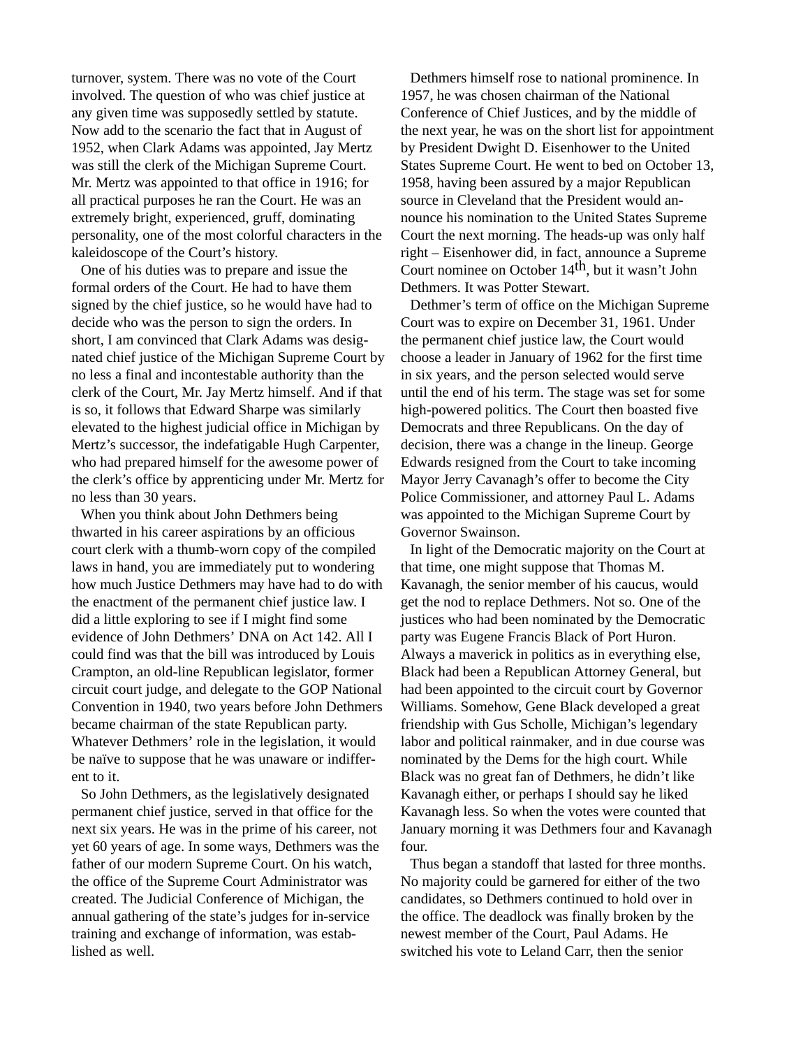turnover, system. There was no vote of the Court involved. The question of who was chief justice at any given time was supposedly settled by statute. Now add to the scenario the fact that in August of 1952, when Clark Adams was appointed, Jay Mertz was still the clerk of the Michigan Supreme Court. Mr. Mertz was appointed to that office in 1916; for all practical purposes he ran the Court. He was an extremely bright, experienced, gruff, dominating personality, one of the most colorful characters in the kaleidoscope of the Court's history.

One of his duties was to prepare and issue the formal orders of the Court. He had to have them signed by the chief justice, so he would have had to decide who was the person to sign the orders. In short, I am convinced that Clark Adams was designated chief justice of the Michigan Supreme Court by no less a final and incontestable authority than the clerk of the Court, Mr. Jay Mertz himself. And if that is so, it follows that Edward Sharpe was similarly elevated to the highest judicial office in Michigan by Mertz's successor, the indefatigable Hugh Carpenter, who had prepared himself for the awesome power of the clerk's office by apprenticing under Mr. Mertz for no less than 30 years.

When you think about John Dethmers being thwarted in his career aspirations by an officious court clerk with a thumb-worn copy of the compiled laws in hand, you are immediately put to wondering how much Justice Dethmers may have had to do with the enactment of the permanent chief justice law. I did a little exploring to see if I might find some evidence of John Dethmers' DNA on Act 142. All I could find was that the bill was introduced by Louis Crampton, an old-line Republican legislator, former circuit court judge, and delegate to the GOP National Convention in 1940, two years before John Dethmers became chairman of the state Republican party. Whatever Dethmers' role in the legislation, it would be naïve to suppose that he was unaware or indifferent to it.

So John Dethmers, as the legislatively designated permanent chief justice, served in that office for the next six years. He was in the prime of his career, not yet 60 years of age. In some ways, Dethmers was the father of our modern Supreme Court. On his watch, the office of the Supreme Court Administrator was created. The Judicial Conference of Michigan, the annual gathering of the state's judges for in-service training and exchange of information, was established as well.

Dethmers himself rose to national prominence. In 1957, he was chosen chairman of the National Conference of Chief Justices, and by the middle of the next year, he was on the short list for appointment by President Dwight D. Eisenhower to the United States Supreme Court. He went to bed on October 13, 1958, having been assured by a major Republican source in Cleveland that the President would announce his nomination to the United States Supreme Court the next morning. The heads-up was only half right – Eisenhower did, in fact, announce a Supreme Court nominee on October 14th, but it wasn't John Dethmers. It was Potter Stewart.

Dethmer's term of office on the Michigan Supreme Court was to expire on December 31, 1961. Under the permanent chief justice law, the Court would choose a leader in January of 1962 for the first time in six years, and the person selected would serve until the end of his term. The stage was set for some high-powered politics. The Court then boasted five Democrats and three Republicans. On the day of decision, there was a change in the lineup. George Edwards resigned from the Court to take incoming Mayor Jerry Cavanagh's offer to become the City Police Commissioner, and attorney Paul L. Adams was appointed to the Michigan Supreme Court by Governor Swainson.

In light of the Democratic majority on the Court at that time, one might suppose that Thomas M. Kavanagh, the senior member of his caucus, would get the nod to replace Dethmers. Not so. One of the justices who had been nominated by the Democratic party was Eugene Francis Black of Port Huron. Always a maverick in politics as in everything else, Black had been a Republican Attorney General, but had been appointed to the circuit court by Governor Williams. Somehow, Gene Black developed a great friendship with Gus Scholle, Michigan's legendary labor and political rainmaker, and in due course was nominated by the Dems for the high court. While Black was no great fan of Dethmers, he didn't like Kavanagh either, or perhaps I should say he liked Kavanagh less. So when the votes were counted that January morning it was Dethmers four and Kavanagh four.

Thus began a standoff that lasted for three months. No majority could be garnered for either of the two candidates, so Dethmers continued to hold over in the office. The deadlock was finally broken by the newest member of the Court, Paul Adams. He switched his vote to Leland Carr, then the senior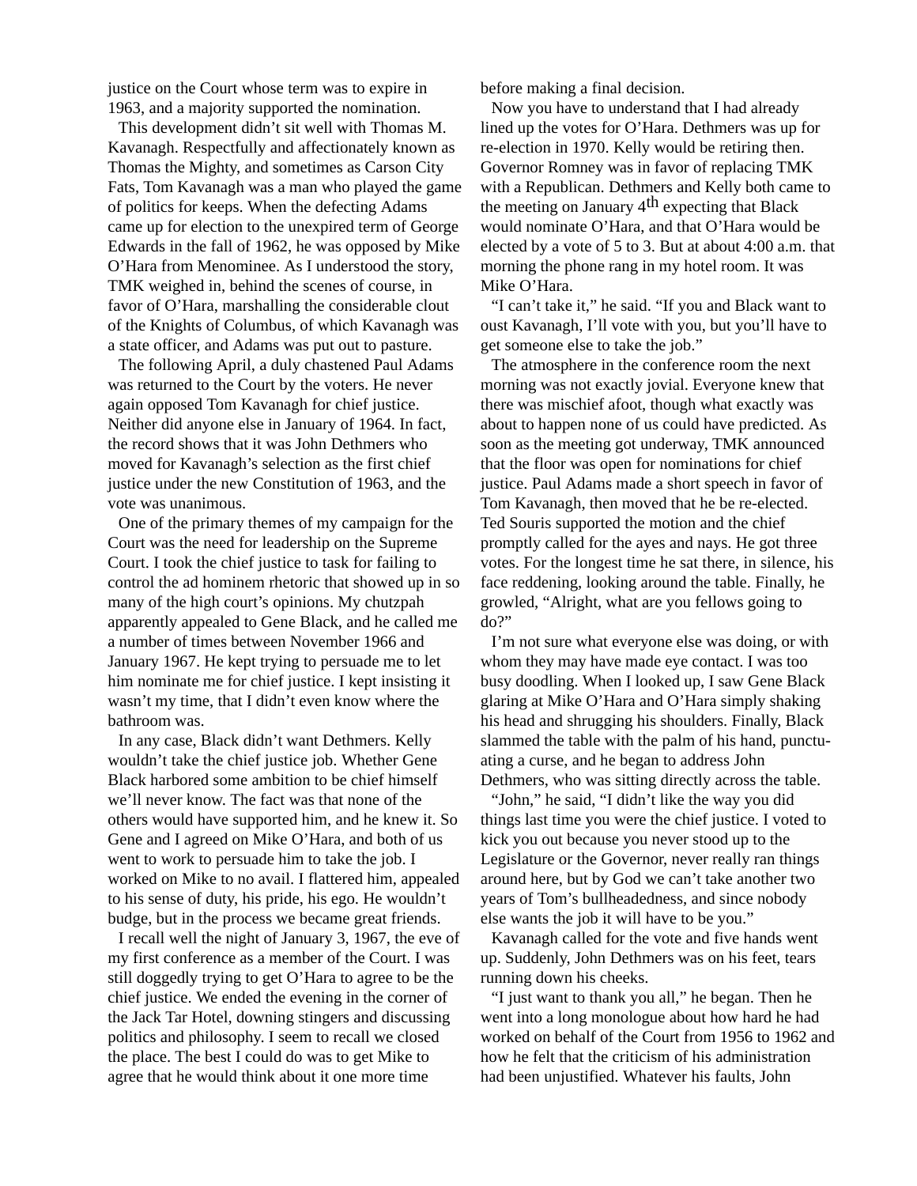justice on the Court whose term was to expire in 1963, and a majority supported the nomination.

This development didn't sit well with Thomas M. Kavanagh. Respectfully and affectionately known as Thomas the Mighty, and sometimes as Carson City Fats, Tom Kavanagh was a man who played the game of politics for keeps. When the defecting Adams came up for election to the unexpired term of George Edwards in the fall of 1962, he was opposed by Mike O'Hara from Menominee. As I understood the story, TMK weighed in, behind the scenes of course, in favor of O'Hara, marshalling the considerable clout of the Knights of Columbus, of which Kavanagh was a state officer, and Adams was put out to pasture.

The following April, a duly chastened Paul Adams was returned to the Court by the voters. He never again opposed Tom Kavanagh for chief justice. Neither did anyone else in January of 1964. In fact, the record shows that it was John Dethmers who moved for Kavanagh's selection as the first chief justice under the new Constitution of 1963, and the vote was unanimous.

One of the primary themes of my campaign for the Court was the need for leadership on the Supreme Court. I took the chief justice to task for failing to control the ad hominem rhetoric that showed up in so many of the high court's opinions. My chutzpah apparently appealed to Gene Black, and he called me a number of times between November 1966 and January 1967. He kept trying to persuade me to let him nominate me for chief justice. I kept insisting it wasn't my time, that I didn't even know where the bathroom was.

In any case, Black didn't want Dethmers. Kelly wouldn't take the chief justice job. Whether Gene Black harbored some ambition to be chief himself we'll never know. The fact was that none of the others would have supported him, and he knew it. So Gene and I agreed on Mike O'Hara, and both of us went to work to persuade him to take the job. I worked on Mike to no avail. I flattered him, appealed to his sense of duty, his pride, his ego. He wouldn't budge, but in the process we became great friends.

I recall well the night of January 3, 1967, the eve of my first conference as a member of the Court. I was still doggedly trying to get O'Hara to agree to be the chief justice. We ended the evening in the corner of the Jack Tar Hotel, downing stingers and discussing politics and philosophy. I seem to recall we closed the place. The best I could do was to get Mike to agree that he would think about it one more time before making a final decision.

Now you have to understand that I had already lined up the votes for O'Hara. Dethmers was up for re-election in 1970. Kelly would be retiring then. Governor Romney was in favor of replacing TMK with a Republican. Dethmers and Kelly both came to the meeting on January 4th expecting that Black would nominate O'Hara, and that O'Hara would be elected by a vote of 5 to 3. But at about 4:00 a.m. that morning the phone rang in my hotel room. It was Mike O'Hara.

"I can't take it," he said. "If you and Black want to oust Kavanagh, I'll vote with you, but you'll have to get someone else to take the job."

The atmosphere in the conference room the next morning was not exactly jovial. Everyone knew that there was mischief afoot, though what exactly was about to happen none of us could have predicted. As soon as the meeting got underway, TMK announced that the floor was open for nominations for chief justice. Paul Adams made a short speech in favor of Tom Kavanagh, then moved that he be re-elected. Ted Souris supported the motion and the chief promptly called for the ayes and nays. He got three votes. For the longest time he sat there, in silence, his face reddening, looking around the table. Finally, he growled, "Alright, what are you fellows going to do?"

I'm not sure what everyone else was doing, or with whom they may have made eye contact. I was too busy doodling. When I looked up, I saw Gene Black glaring at Mike O'Hara and O'Hara simply shaking his head and shrugging his shoulders. Finally, Black slammed the table with the palm of his hand, punctuating a curse, and he began to address John Dethmers, who was sitting directly across the table.

"John," he said, "I didn't like the way you did things last time you were the chief justice. I voted to kick you out because you never stood up to the Legislature or the Governor, never really ran things around here, but by God we can't take another two years of Tom's bullheadedness, and since nobody else wants the job it will have to be you."

Kavanagh called for the vote and five hands went up. Suddenly, John Dethmers was on his feet, tears running down his cheeks.

"I just want to thank you all," he began. Then he went into a long monologue about how hard he had worked on behalf of the Court from 1956 to 1962 and how he felt that the criticism of his administration had been unjustified. Whatever his faults, John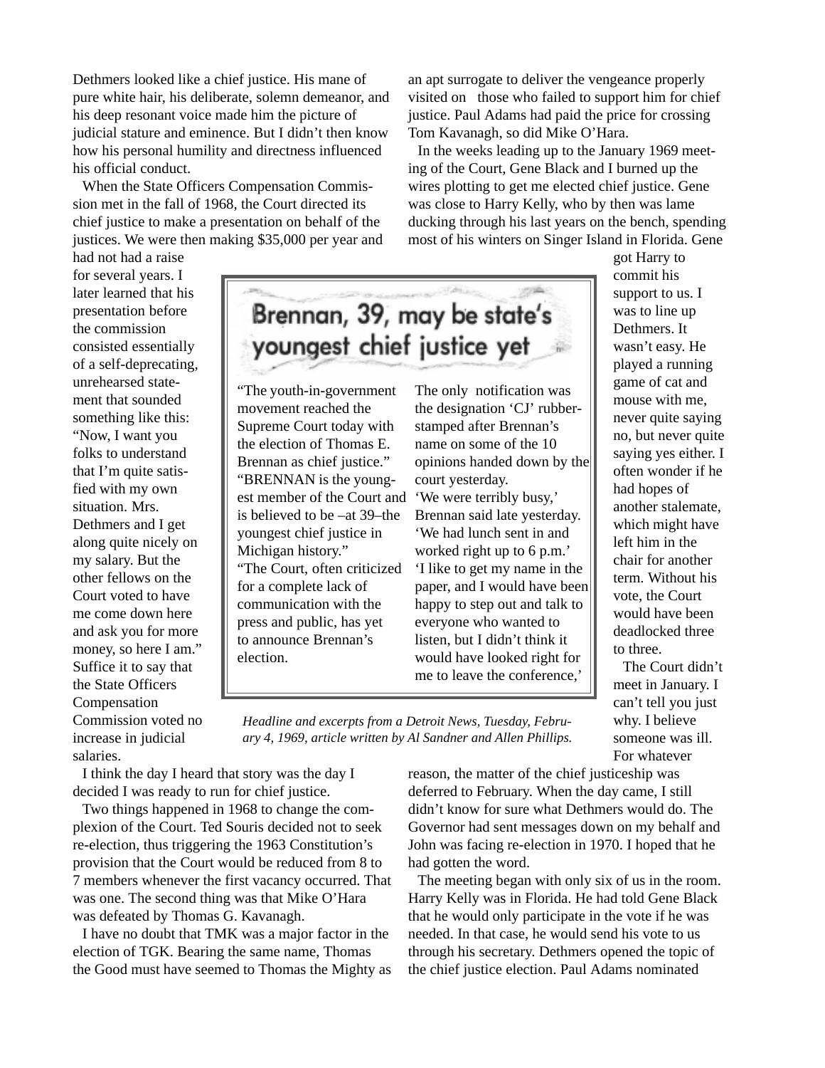Dethmers looked like a chief justice. His mane of pure white hair, his deliberate, solemn demeanor, and his deep resonant voice made him the picture of judicial stature and eminence. But I didn't then know how his personal humility and directness influenced his official conduct.

When the State Officers Compensation Commission met in the fall of 1968, the Court directed its chief justice to make a presentation on behalf of the justices. We were then making $35,000 per year and had not had a raise for several years. I later learned that his presentation before the commission consisted essentially of a self-deprecating, unrehearsed statement that sounded something like this: "Now, I want you folks to understand that I'm quite satisfied with my own situation. Mrs. Dethmers and I get along quite nicely on my salary. But the other fellows on the Court voted to have me come down here and ask you for more money, so here I am." Suffice it to say that the State Officers Compensation Commission voted no increase in judicial salaries.

I think the day I heard that story was the day I decided I was ready to run for chief justice.

Two things happened in 1968 to change the complexion of the Court. Ted Souris decided not to seek re-election, thus triggering the 1963 Constitution's provision that the Court would be reduced from 8 to 7 members whenever the first vacancy occurred. That was one. The second thing was that Mike O'Hara was defeated by Thomas G. Kavanagh.

I have no doubt that TMK was a major factor in the election of TGK. Bearing the same name, Thomas the Good must have seemed to Thomas the Mighty as an apt surrogate to deliver the vengeance properly visited on those who failed to support him for chief justice. Paul Adams had paid the price for crossing Tom Kavanagh, so did Mike O'Hara.

In the weeks leading up to the January 1969 meeting of the Court, Gene Black and I burned up the wires plotting to get me elected chief justice. Gene was close to Harry Kelly, who by then was lame ducking through his last years on the bench, spending most of his winters on Singer Island in Florida. Gene got Harry to commit his support to us. I was to line up Dethmers. It wasn't easy. He played a running game of cat and mouse with me, never quite saying no, but never quite saying yes either. I often wonder if he had hopes of another stalemate, which might have left him in the chair for another term. Without his vote, the Court would have been deadlocked three to three.

The Court didn't meet in January. I can't tell you just why. I believe someone was ill. For whatever reason, the matter of the chief justiceship was deferred to February. When the day came, I still didn't know for sure what Dethmers would do. The Governor had sent messages down on my behalf and John was facing re-election in 1970. I hoped that he had gotten the word.

The meeting began with only six of us in the room. Harry Kelly was in Florida. He had told Gene Black that he would only participate in the vote if he was needed. In that case, he would send his vote to us through his secretary. Dethmers opened the topic of the chief justice election. Paul Adams nominated

> **Brennan, 39, may be state's youngest chief justice yet**
>
> "The youth-in-government movement reached the Supreme Court today with the election of Thomas E. Brennan as chief justice."
> "BRENNAN is the youngest member of the Court and is believed to be –at 39–the youngest chief justice in Michigan history."
> "The Court, often criticized for a complete lack of communication with the press and public, has yet to announce Brennan's election.
> The only notification was the designation 'CJ' rubber-stamped after Brennan's name on some of the 10 opinions handed down by the court yesterday.
> 'We were terribly busy,' Brennan said late yesterday. 'We had lunch sent in and worked right up to 6 p.m.' 'I like to get my name in the paper, and I would have been happy to step out and talk to everyone who wanted to listen, but I didn't think it would have looked right for me to leave the conference,'

*Headline and excerpts from a Detroit News, Tuesday, February 4, 1969, article written by Al Sandner and Allen Phillips.*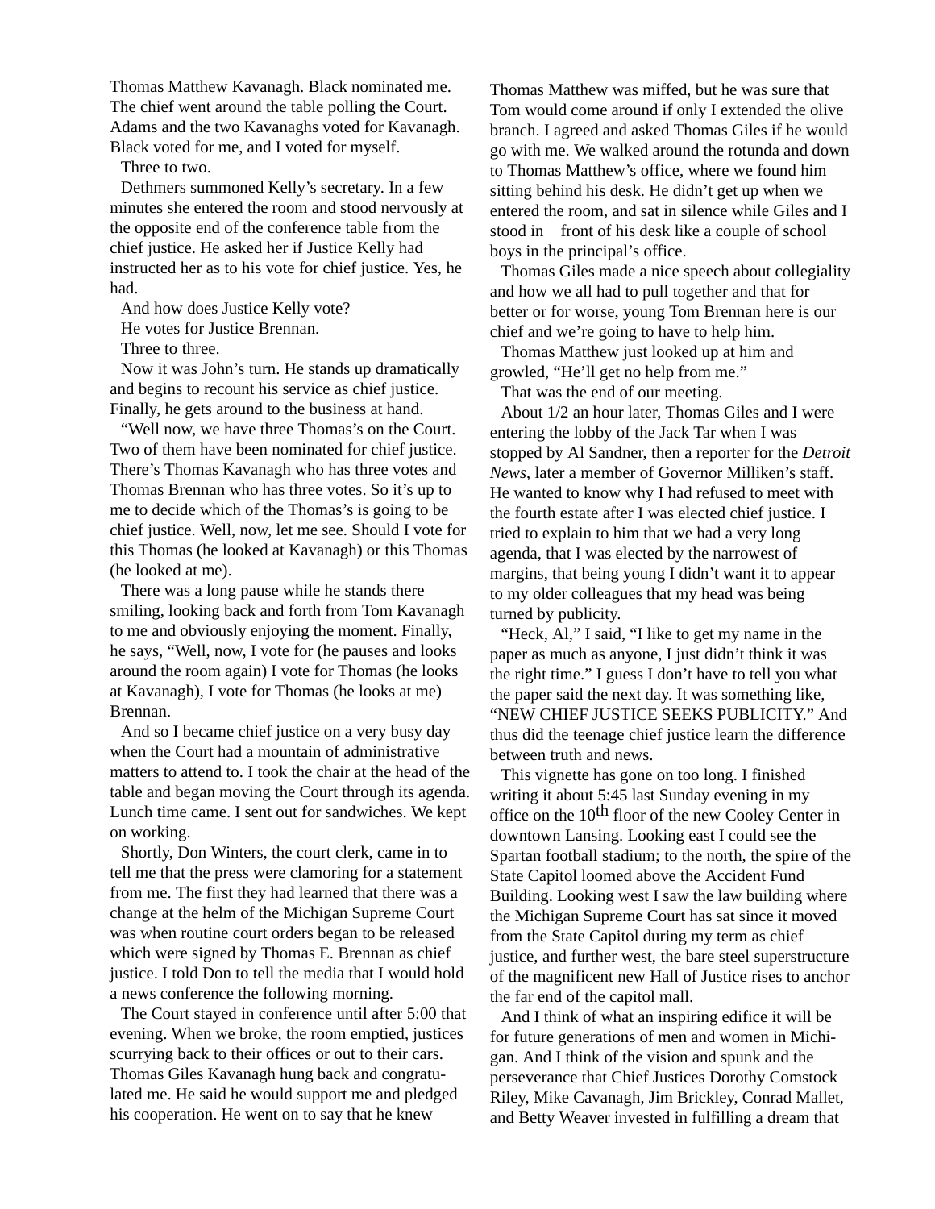Thomas Matthew Kavanagh. Black nominated me. The chief went around the table polling the Court. Adams and the two Kavanaghs voted for Kavanagh. Black voted for me, and I voted for myself.

Three to two.

Dethmers summoned Kelly's secretary. In a few minutes she entered the room and stood nervously at the opposite end of the conference table from the chief justice. He asked her if Justice Kelly had instructed her as to his vote for chief justice. Yes, he had.

And how does Justice Kelly vote?

He votes for Justice Brennan.

Three to three.

Now it was John's turn. He stands up dramatically and begins to recount his service as chief justice. Finally, he gets around to the business at hand.

"Well now, we have three Thomas's on the Court. Two of them have been nominated for chief justice. There's Thomas Kavanagh who has three votes and Thomas Brennan who has three votes. So it's up to me to decide which of the Thomas's is going to be chief justice. Well, now, let me see. Should I vote for this Thomas (he looked at Kavanagh) or this Thomas (he looked at me).

There was a long pause while he stands there smiling, looking back and forth from Tom Kavanagh to me and obviously enjoying the moment. Finally, he says, "Well, now, I vote for (he pauses and looks around the room again) I vote for Thomas (he looks at Kavanagh), I vote for Thomas (he looks at me) Brennan.

And so I became chief justice on a very busy day when the Court had a mountain of administrative matters to attend to. I took the chair at the head of the table and began moving the Court through its agenda. Lunch time came. I sent out for sandwiches. We kept on working.

Shortly, Don Winters, the court clerk, came in to tell me that the press were clamoring for a statement from me. The first they had learned that there was a change at the helm of the Michigan Supreme Court was when routine court orders began to be released which were signed by Thomas E. Brennan as chief justice. I told Don to tell the media that I would hold a news conference the following morning.

The Court stayed in conference until after 5:00 that evening. When we broke, the room emptied, justices scurrying back to their offices or out to their cars. Thomas Giles Kavanagh hung back and congratulated me. He said he would support me and pledged his cooperation. He went on to say that he knew Thomas Matthew was miffed, but he was sure that Tom would come around if only I extended the olive branch. I agreed and asked Thomas Giles if he would go with me. We walked around the rotunda and down to Thomas Matthew's office, where we found him sitting behind his desk. He didn't get up when we entered the room, and sat in silence while Giles and I stood in front of his desk like a couple of school boys in the principal's office.

Thomas Giles made a nice speech about collegiality and how we all had to pull together and that for better or for worse, young Tom Brennan here is our chief and we're going to have to help him.

Thomas Matthew just looked up at him and growled, "He'll get no help from me."

That was the end of our meeting.

About 1/2 an hour later, Thomas Giles and I were entering the lobby of the Jack Tar when I was stopped by Al Sandner, then a reporter for the *Detroit News*, later a member of Governor Milliken's staff. He wanted to know why I had refused to meet with the fourth estate after I was elected chief justice. I tried to explain to him that we had a very long agenda, that I was elected by the narrowest of margins, that being young I didn't want it to appear to my older colleagues that my head was being turned by publicity.

"Heck, Al," I said, "I like to get my name in the paper as much as anyone, I just didn't think it was the right time." I guess I don't have to tell you what the paper said the next day. It was something like, "NEW CHIEF JUSTICE SEEKS PUBLICITY." And thus did the teenage chief justice learn the difference between truth and news.

This vignette has gone on too long. I finished writing it about 5:45 last Sunday evening in my office on the 10th floor of the new Cooley Center in downtown Lansing. Looking east I could see the Spartan football stadium; to the north, the spire of the State Capitol loomed above the Accident Fund Building. Looking west I saw the law building where the Michigan Supreme Court has sat since it moved from the State Capitol during my term as chief justice, and further west, the bare steel superstructure of the magnificent new Hall of Justice rises to anchor the far end of the capitol mall.

And I think of what an inspiring edifice it will be for future generations of men and women in Michigan. And I think of the vision and spunk and the perseverance that Chief Justices Dorothy Comstock Riley, Mike Cavanagh, Jim Brickley, Conrad Mallet, and Betty Weaver invested in fulfilling a dream that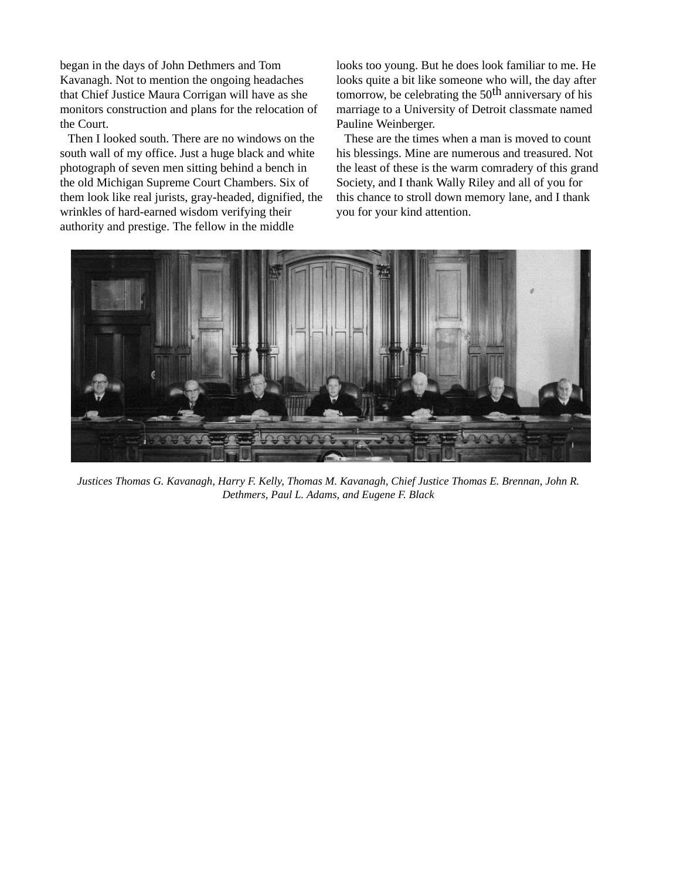began in the days of John Dethmers and Tom Kavanagh. Not to mention the ongoing headaches that Chief Justice Maura Corrigan will have as she monitors construction and plans for the relocation of the Court.

Then I looked south. There are no windows on the south wall of my office. Just a huge black and white photograph of seven men sitting behind a bench in the old Michigan Supreme Court Chambers. Six of them look like real jurists, gray-headed, dignified, the wrinkles of hard-earned wisdom verifying their authority and prestige. The fellow in the middle looks too young. But he does look familiar to me. He looks quite a bit like someone who will, the day after tomorrow, be celebrating the 50th anniversary of his marriage to a University of Detroit classmate named Pauline Weinberger.

These are the times when a man is moved to count his blessings. Mine are numerous and treasured. Not the least of these is the warm comradery of this grand Society, and I thank Wally Riley and all of you for this chance to stroll down memory lane, and I thank you for your kind attention.

*Justices Thomas G. Kavanagh, Harry F. Kelly, Thomas M. Kavanagh, Chief Justice Thomas E. Brennan, John R. Dethmers, Paul L. Adams, and Eugene F. Black*